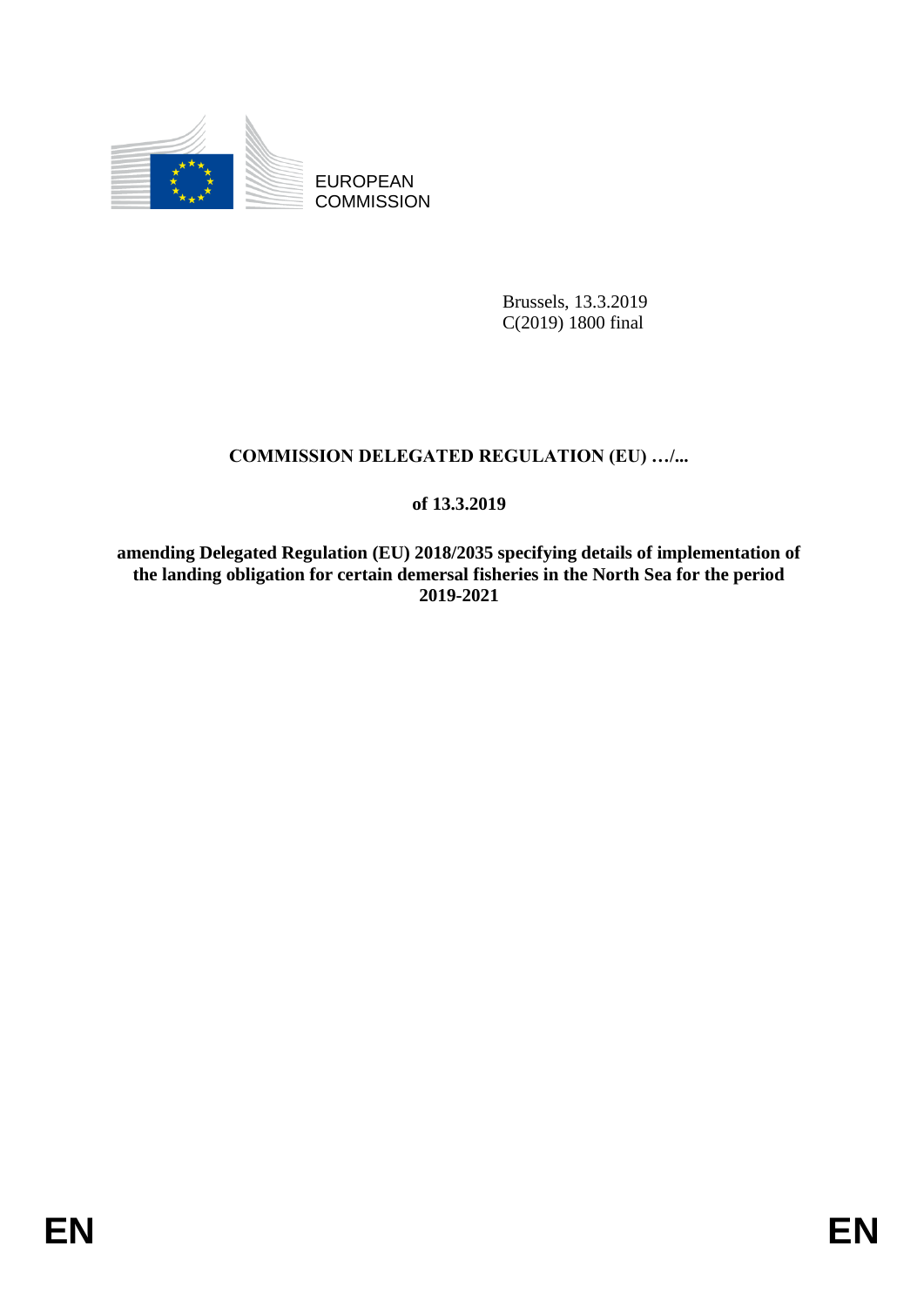EUROPEAN
COMMISSION

Brussels, 13.3.2019
C(2019) 1800 final

**COMMISSION DELEGATED REGULATION (EU) …/...**

**of 13.3.2019**

**amending Delegated Regulation (EU) 2018/2035 specifying details of implementation of the landing obligation for certain demersal fisheries in the North Sea for the period 2019-2021**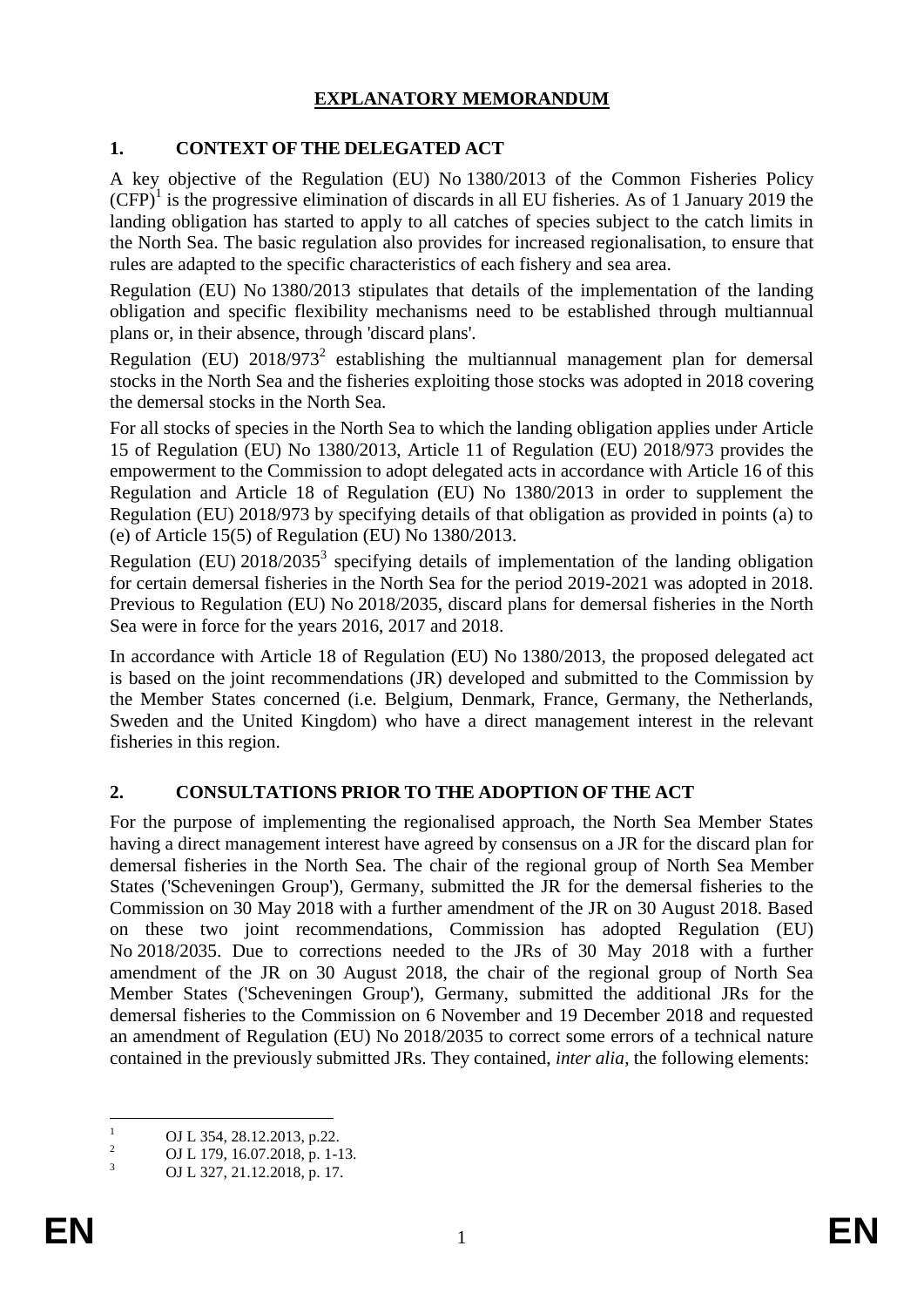# EXPLANATORY MEMORANDUM

## 1. CONTEXT OF THE DELEGATED ACT

A key objective of the Regulation (EU) No 1380/2013 of the Common Fisheries Policy (CFP)[1] is the progressive elimination of discards in all EU fisheries. As of 1 January 2019 the landing obligation has started to apply to all catches of species subject to the catch limits in the North Sea. The basic regulation also provides for increased regionalisation, to ensure that rules are adapted to the specific characteristics of each fishery and sea area.

Regulation (EU) No 1380/2013 stipulates that details of the implementation of the landing obligation and specific flexibility mechanisms need to be established through multiannual plans or, in their absence, through 'discard plans'.

Regulation (EU) 2018/973[2] establishing the multiannual management plan for demersal stocks in the North Sea and the fisheries exploiting those stocks was adopted in 2018 covering the demersal stocks in the North Sea.

For all stocks of species in the North Sea to which the landing obligation applies under Article 15 of Regulation (EU) No 1380/2013, Article 11 of Regulation (EU) 2018/973 provides the empowerment to the Commission to adopt delegated acts in accordance with Article 16 of this Regulation and Article 18 of Regulation (EU) No 1380/2013 in order to supplement the Regulation (EU) 2018/973 by specifying details of that obligation as provided in points (a) to (e) of Article 15(5) of Regulation (EU) No 1380/2013.

Regulation (EU) 2018/2035[3] specifying details of implementation of the landing obligation for certain demersal fisheries in the North Sea for the period 2019-2021 was adopted in 2018. Previous to Regulation (EU) No 2018/2035, discard plans for demersal fisheries in the North Sea were in force for the years 2016, 2017 and 2018.

In accordance with Article 18 of Regulation (EU) No 1380/2013, the proposed delegated act is based on the joint recommendations (JR) developed and submitted to the Commission by the Member States concerned (i.e. Belgium, Denmark, France, Germany, the Netherlands, Sweden and the United Kingdom) who have a direct management interest in the relevant fisheries in this region.

## 2. CONSULTATIONS PRIOR TO THE ADOPTION OF THE ACT

For the purpose of implementing the regionalised approach, the North Sea Member States having a direct management interest have agreed by consensus on a JR for the discard plan for demersal fisheries in the North Sea. The chair of the regional group of North Sea Member States ('Scheveningen Group'), Germany, submitted the JR for the demersal fisheries to the Commission on 30 May 2018 with a further amendment of the JR on 30 August 2018. Based on these two joint recommendations, Commission has adopted Regulation (EU) No 2018/2035. Due to corrections needed to the JRs of 30 May 2018 with a further amendment of the JR on 30 August 2018, the chair of the regional group of North Sea Member States ('Scheveningen Group'), Germany, submitted the additional JRs for the demersal fisheries to the Commission on 6 November and 19 December 2018 and requested an amendment of Regulation (EU) No 2018/2035 to correct some errors of a technical nature contained in the previously submitted JRs. They contained, *inter alia*, the following elements:

---

[1] OJ L 354, 28.12.2013, p.22.

[2] OJ L 179, 16.07.2018, p. 1-13.

[3] OJ L 327, 21.12.2018, p. 17.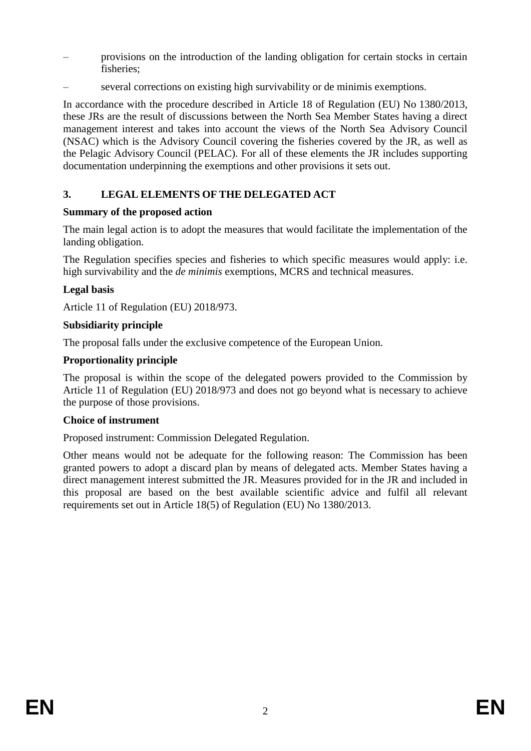- provisions on the introduction of the landing obligation for certain stocks in certain fisheries;
- several corrections on existing high survivability or de minimis exemptions.

In accordance with the procedure described in Article 18 of Regulation (EU) No 1380/2013, these JRs are the result of discussions between the North Sea Member States having a direct management interest and takes into account the views of the North Sea Advisory Council (NSAC) which is the Advisory Council covering the fisheries covered by the JR, as well as the Pelagic Advisory Council (PELAC). For all of these elements the JR includes supporting documentation underpinning the exemptions and other provisions it sets out.

## 3. LEGAL ELEMENTS OF THE DELEGATED ACT

**Summary of the proposed action**

The main legal action is to adopt the measures that would facilitate the implementation of the landing obligation.

The Regulation specifies species and fisheries to which specific measures would apply: i.e. high survivability and the *de minimis* exemptions, MCRS and technical measures.

**Legal basis**

Article 11 of Regulation (EU) 2018/973.

**Subsidiarity principle**

The proposal falls under the exclusive competence of the European Union.

**Proportionality principle**

The proposal is within the scope of the delegated powers provided to the Commission by Article 11 of Regulation (EU) 2018/973 and does not go beyond what is necessary to achieve the purpose of those provisions.

**Choice of instrument**

Proposed instrument: Commission Delegated Regulation.

Other means would not be adequate for the following reason: The Commission has been granted powers to adopt a discard plan by means of delegated acts. Member States having a direct management interest submitted the JR. Measures provided for in the JR and included in this proposal are based on the best available scientific advice and fulfil all relevant requirements set out in Article 18(5) of Regulation (EU) No 1380/2013.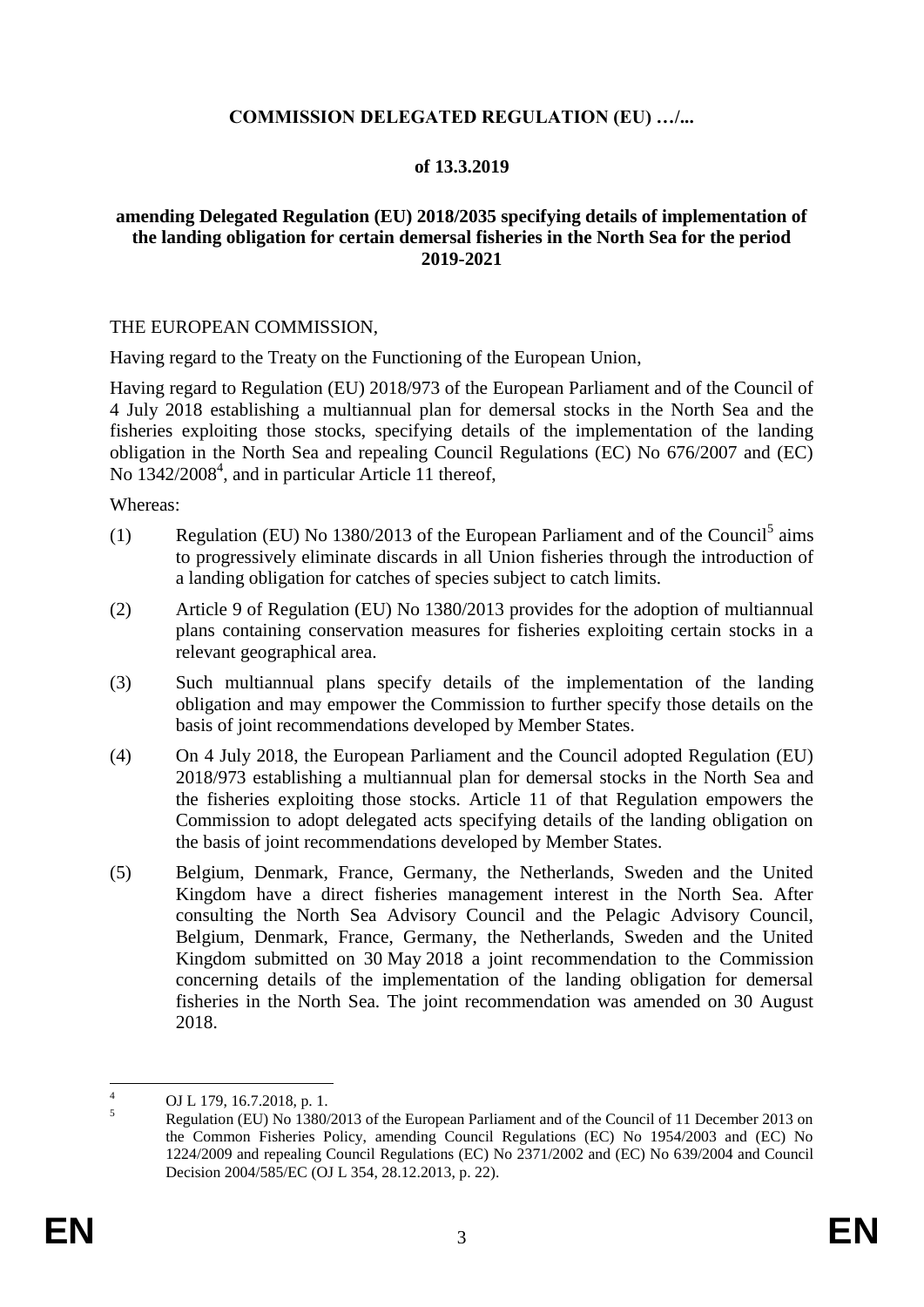**COMMISSION DELEGATED REGULATION (EU) …/...**

**of 13.3.2019**

**amending Delegated Regulation (EU) 2018/2035 specifying details of implementation of the landing obligation for certain demersal fisheries in the North Sea for the period 2019-2021**

THE EUROPEAN COMMISSION,

Having regard to the Treaty on the Functioning of the European Union,

Having regard to Regulation (EU) 2018/973 of the European Parliament and of the Council of 4 July 2018 establishing a multiannual plan for demersal stocks in the North Sea and the fisheries exploiting those stocks, specifying details of the implementation of the landing obligation in the North Sea and repealing Council Regulations (EC) No 676/2007 and (EC) No 1342/2008[4], and in particular Article 11 thereof,

Whereas:

(1) Regulation (EU) No 1380/2013 of the European Parliament and of the Council[5] aims to progressively eliminate discards in all Union fisheries through the introduction of a landing obligation for catches of species subject to catch limits.

(2) Article 9 of Regulation (EU) No 1380/2013 provides for the adoption of multiannual plans containing conservation measures for fisheries exploiting certain stocks in a relevant geographical area.

(3) Such multiannual plans specify details of the implementation of the landing obligation and may empower the Commission to further specify those details on the basis of joint recommendations developed by Member States.

(4) On 4 July 2018, the European Parliament and the Council adopted Regulation (EU) 2018/973 establishing a multiannual plan for demersal stocks in the North Sea and the fisheries exploiting those stocks. Article 11 of that Regulation empowers the Commission to adopt delegated acts specifying details of the landing obligation on the basis of joint recommendations developed by Member States.

(5) Belgium, Denmark, France, Germany, the Netherlands, Sweden and the United Kingdom have a direct fisheries management interest in the North Sea. After consulting the North Sea Advisory Council and the Pelagic Advisory Council, Belgium, Denmark, France, Germany, the Netherlands, Sweden and the United Kingdom submitted on 30 May 2018 a joint recommendation to the Commission concerning details of the implementation of the landing obligation for demersal fisheries in the North Sea. The joint recommendation was amended on 30 August 2018.

---

[4] OJ L 179, 16.7.2018, p. 1.

[5] Regulation (EU) No 1380/2013 of the European Parliament and of the Council of 11 December 2013 on the Common Fisheries Policy, amending Council Regulations (EC) No 1954/2003 and (EC) No 1224/2009 and repealing Council Regulations (EC) No 2371/2002 and (EC) No 639/2004 and Council Decision 2004/585/EC (OJ L 354, 28.12.2013, p. 22).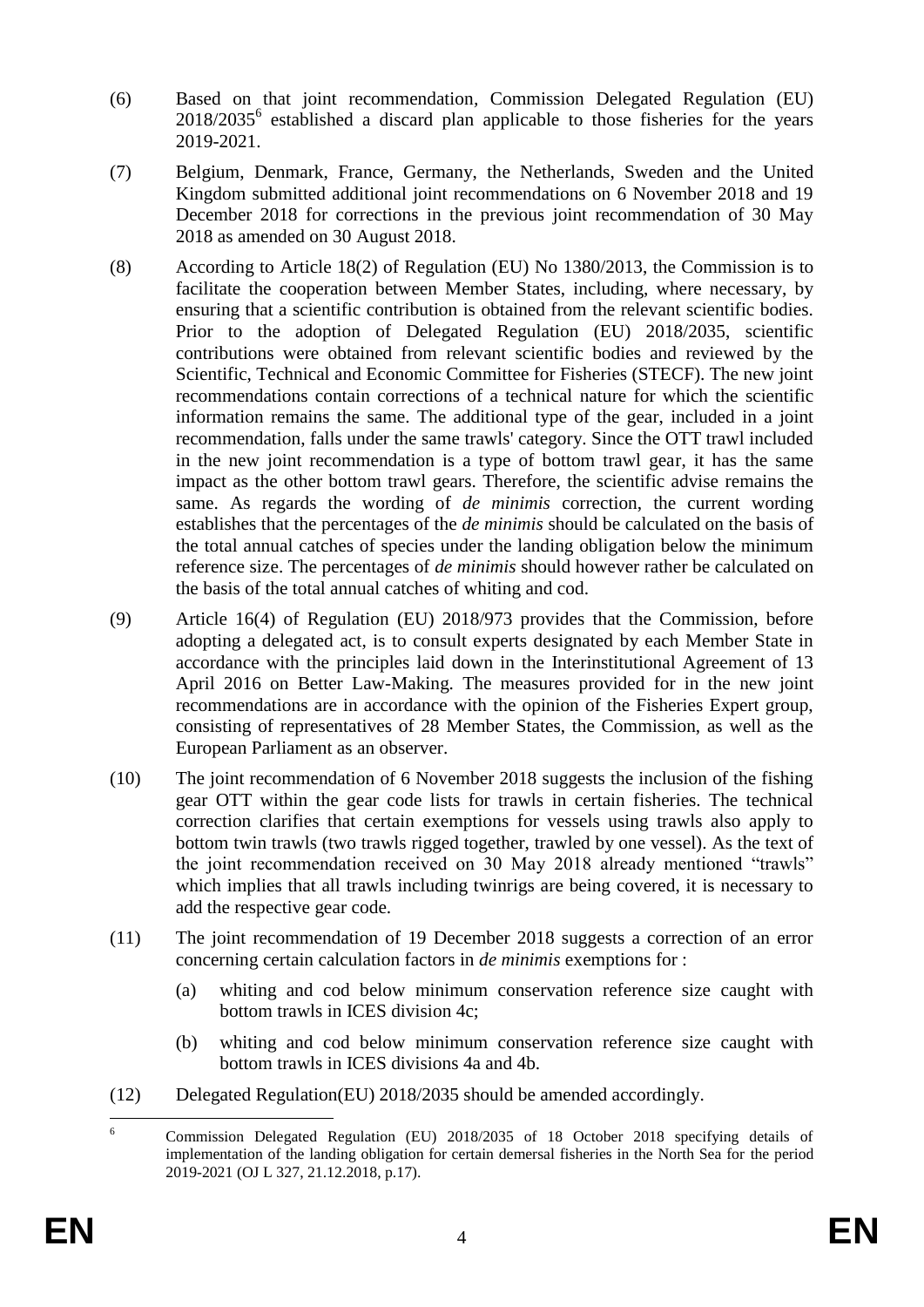(6) Based on that joint recommendation, Commission Delegated Regulation (EU) 2018/2035[6] established a discard plan applicable to those fisheries for the years 2019-2021.

(7) Belgium, Denmark, France, Germany, the Netherlands, Sweden and the United Kingdom submitted additional joint recommendations on 6 November 2018 and 19 December 2018 for corrections in the previous joint recommendation of 30 May 2018 as amended on 30 August 2018.

(8) According to Article 18(2) of Regulation (EU) No 1380/2013, the Commission is to facilitate the cooperation between Member States, including, where necessary, by ensuring that a scientific contribution is obtained from the relevant scientific bodies. Prior to the adoption of Delegated Regulation (EU) 2018/2035, scientific contributions were obtained from relevant scientific bodies and reviewed by the Scientific, Technical and Economic Committee for Fisheries (STECF). The new joint recommendations contain corrections of a technical nature for which the scientific information remains the same. The additional type of the gear, included in a joint recommendation, falls under the same trawls' category. Since the OTT trawl included in the new joint recommendation is a type of bottom trawl gear, it has the same impact as the other bottom trawl gears. Therefore, the scientific advise remains the same. As regards the wording of *de minimis* correction, the current wording establishes that the percentages of the *de minimis* should be calculated on the basis of the total annual catches of species under the landing obligation below the minimum reference size. The percentages of *de minimis* should however rather be calculated on the basis of the total annual catches of whiting and cod.

(9) Article 16(4) of Regulation (EU) 2018/973 provides that the Commission, before adopting a delegated act, is to consult experts designated by each Member State in accordance with the principles laid down in the Interinstitutional Agreement of 13 April 2016 on Better Law-Making. The measures provided for in the new joint recommendations are in accordance with the opinion of the Fisheries Expert group, consisting of representatives of 28 Member States, the Commission, as well as the European Parliament as an observer.

(10) The joint recommendation of 6 November 2018 suggests the inclusion of the fishing gear OTT within the gear code lists for trawls in certain fisheries. The technical correction clarifies that certain exemptions for vessels using trawls also apply to bottom twin trawls (two trawls rigged together, trawled by one vessel). As the text of the joint recommendation received on 30 May 2018 already mentioned "trawls" which implies that all trawls including twinrigs are being covered, it is necessary to add the respective gear code.

(11) The joint recommendation of 19 December 2018 suggests a correction of an error concerning certain calculation factors in *de minimis* exemptions for :

 (a) whiting and cod below minimum conservation reference size caught with bottom trawls in ICES division 4c;

 (b) whiting and cod below minimum conservation reference size caught with bottom trawls in ICES divisions 4a and 4b.

(12) Delegated Regulation(EU) 2018/2035 should be amended accordingly.

[6] Commission Delegated Regulation (EU) 2018/2035 of 18 October 2018 specifying details of implementation of the landing obligation for certain demersal fisheries in the North Sea for the period 2019-2021 (OJ L 327, 21.12.2018, p.17).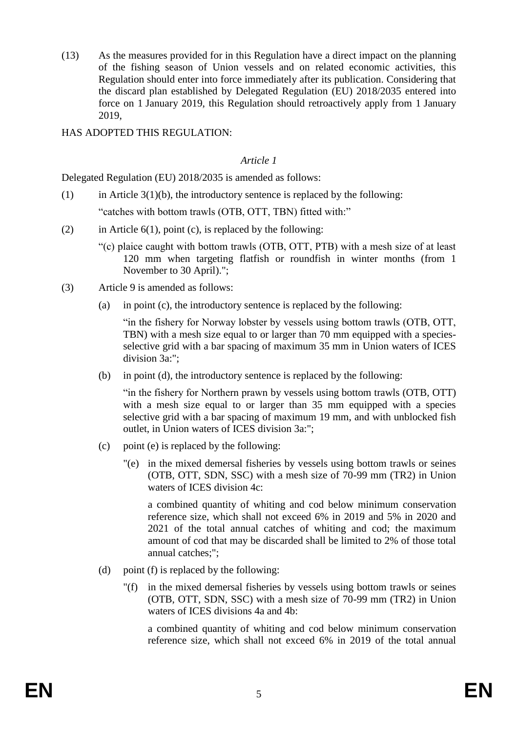(13) As the measures provided for in this Regulation have a direct impact on the planning of the fishing season of Union vessels and on related economic activities, this Regulation should enter into force immediately after its publication. Considering that the discard plan established by Delegated Regulation (EU) 2018/2035 entered into force on 1 January 2019, this Regulation should retroactively apply from 1 January 2019,

HAS ADOPTED THIS REGULATION:

*Article 1*

Delegated Regulation (EU) 2018/2035 is amended as follows:

(1) in Article 3(1)(b), the introductory sentence is replaced by the following:

"catches with bottom trawls (OTB, OTT, TBN) fitted with:"

(2) in Article 6(1), point (c), is replaced by the following:

"(c) plaice caught with bottom trawls (OTB, OTT, PTB) with a mesh size of at least 120 mm when targeting flatfish or roundfish in winter months (from 1 November to 30 April).";

(3) Article 9 is amended as follows:

(a) in point (c), the introductory sentence is replaced by the following:

"in the fishery for Norway lobster by vessels using bottom trawls (OTB, OTT, TBN) with a mesh size equal to or larger than 70 mm equipped with a species-selective grid with a bar spacing of maximum 35 mm in Union waters of ICES division 3a:";

(b) in point (d), the introductory sentence is replaced by the following:

"in the fishery for Northern prawn by vessels using bottom trawls (OTB, OTT) with a mesh size equal to or larger than 35 mm equipped with a species selective grid with a bar spacing of maximum 19 mm, and with unblocked fish outlet, in Union waters of ICES division 3a:";

(c) point (e) is replaced by the following:

"(e) in the mixed demersal fisheries by vessels using bottom trawls or seines (OTB, OTT, SDN, SSC) with a mesh size of 70-99 mm (TR2) in Union waters of ICES division 4c:

a combined quantity of whiting and cod below minimum conservation reference size, which shall not exceed 6% in 2019 and 5% in 2020 and 2021 of the total annual catches of whiting and cod; the maximum amount of cod that may be discarded shall be limited to 2% of those total annual catches;";

(d) point (f) is replaced by the following:

"(f) in the mixed demersal fisheries by vessels using bottom trawls or seines (OTB, OTT, SDN, SSC) with a mesh size of 70-99 mm (TR2) in Union waters of ICES divisions 4a and 4b:

a combined quantity of whiting and cod below minimum conservation reference size, which shall not exceed 6% in 2019 of the total annual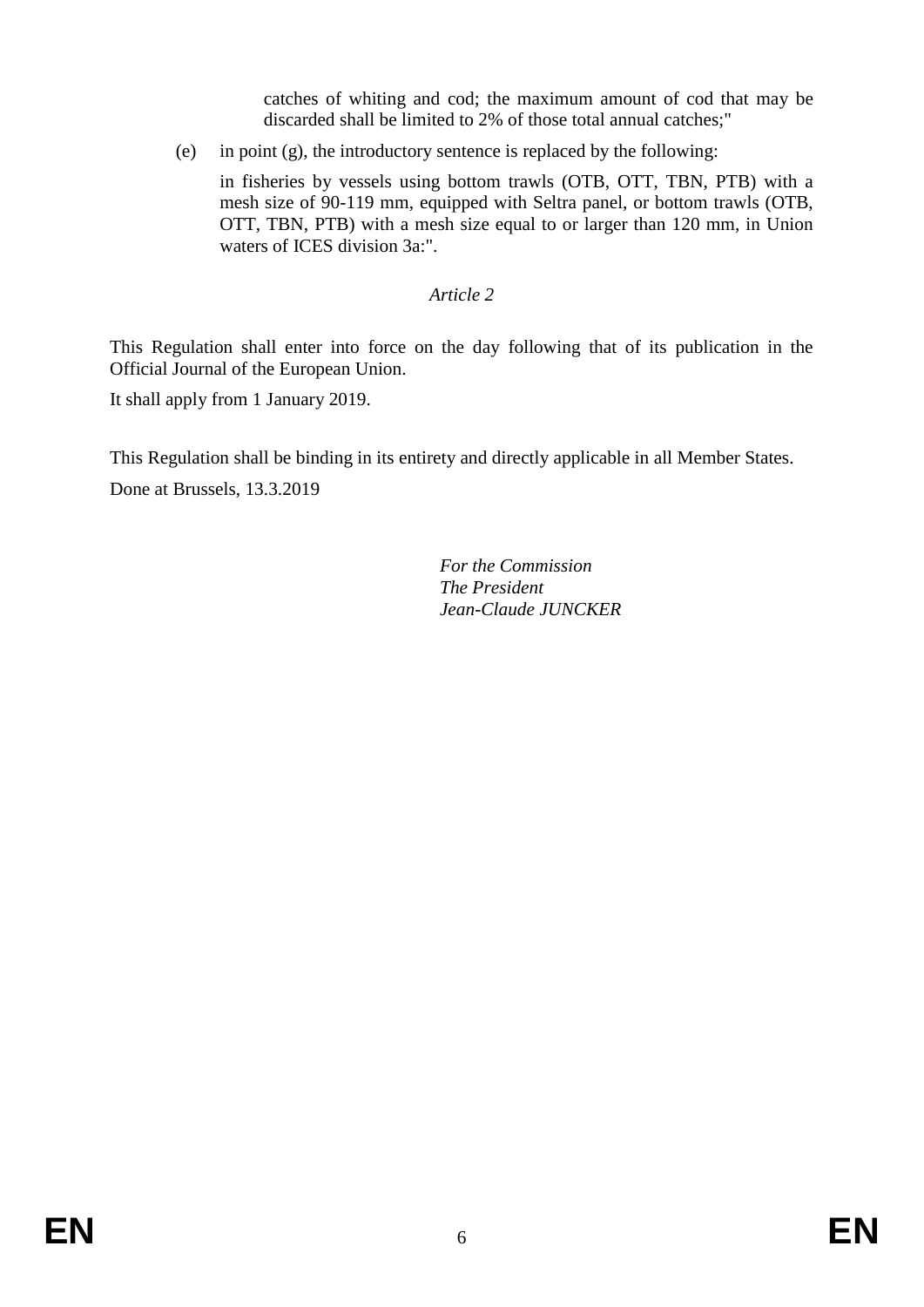catches of whiting and cod; the maximum amount of cod that may be discarded shall be limited to 2% of those total annual catches;"

(e) in point (g), the introductory sentence is replaced by the following:

in fisheries by vessels using bottom trawls (OTB, OTT, TBN, PTB) with a mesh size of 90-119 mm, equipped with Seltra panel, or bottom trawls (OTB, OTT, TBN, PTB) with a mesh size equal to or larger than 120 mm, in Union waters of ICES division 3a:".

*Article 2*

This Regulation shall enter into force on the day following that of its publication in the Official Journal of the European Union.

It shall apply from 1 January 2019.

This Regulation shall be binding in its entirety and directly applicable in all Member States.

Done at Brussels, 13.3.2019

*For the Commission*
*The President*
*Jean-Claude JUNCKER*